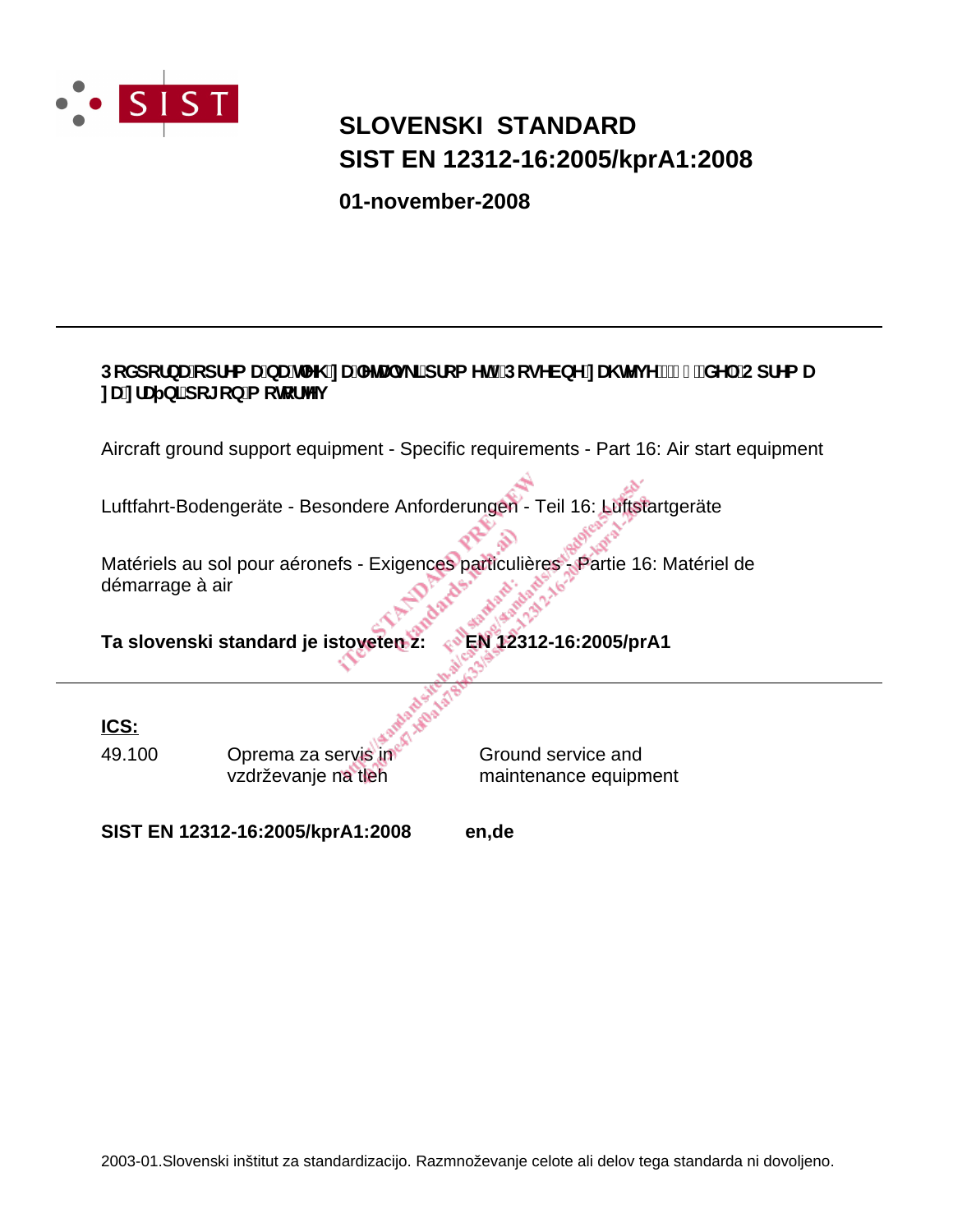# SLOVENSKI STANDARD
# SIST EN 12312-16:2005/kprA1:2008

**01-november-2008**

---

**Podporna oprema na letališčih za letalski promet - Posebne zahteve - 16. del: Oprema za zračni pogon motorjev**

Aircraft ground support equipment - Specific requirements - Part 16: Air start equipment

Luftfahrt-Bodengeräte - Besondere Anforderungen - Teil 16: Luftstartgeräte

Matériels au sol pour aéronefs - Exigences particulières - Partie 16: Matériel de démarrage à air

**Ta slovenski standard je istoveten z:** **EN 12312-16:2005/prA1**

---

**ICS:**

| | | |
|---|---|---|
| 49.100 | Oprema za servis in vzdrževanje na tleh | Ground service and maintenance equipment |

**SIST EN 12312-16:2005/kprA1:2008** **en,de**

2003-01.Slovenski inštitut za standardizacijo. Razmnoževanje celote ali delov tega standarda ni dovoljeno.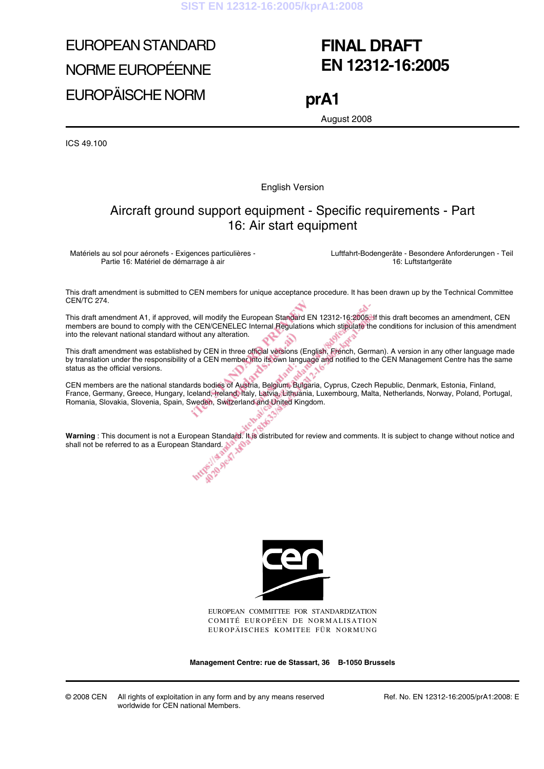EUROPEAN STANDARD

NORME EUROPÉENNE

EUROPÄISCHE NORM

# FINAL DRAFT EN 12312-16:2005

# prA1

August 2008

ICS 49.100

English Version

## Aircraft ground support equipment - Specific requirements - Part 16: Air start equipment

Matériels au sol pour aéronefs - Exigences particulières - Partie 16: Matériel de démarrage à air

Luftfahrt-Bodengeräte - Besondere Anforderungen - Teil 16: Luftstartgeräte

This draft amendment is submitted to CEN members for unique acceptance procedure. It has been drawn up by the Technical Committee CEN/TC 274.

This draft amendment A1, if approved, will modify the European Standard EN 12312-16:2005. If this draft becomes an amendment, CEN members are bound to comply with the CEN/CENELEC Internal Regulations which stipulate the conditions for inclusion of this amendment into the relevant national standard without any alteration.

This draft amendment was established by CEN in three official versions (English, French, German). A version in any other language made by translation under the responsibility of a CEN member into its own language and notified to the CEN Management Centre has the same status as the official versions.

CEN members are the national standards bodies of Austria, Belgium, Bulgaria, Cyprus, Czech Republic, Denmark, Estonia, Finland, France, Germany, Greece, Hungary, Iceland, Ireland, Italy, Latvia, Lithuania, Luxembourg, Malta, Netherlands, Norway, Poland, Portugal, Romania, Slovakia, Slovenia, Spain, Sweden, Switzerland and United Kingdom.

**Warning** : This document is not a European Standard. It is distributed for review and comments. It is subject to change without notice and shall not be referred to as a European Standard.

EUROPEAN COMMITTEE FOR STANDARDIZATION
COMITÉ EUROPÉEN DE NORMALISATION
EUROPÄISCHES KOMITEE FÜR NORMUNG

**Management Centre: rue de Stassart, 36 B-1050 Brussels**

© 2008 CEN All rights of exploitation in any form and by any means reserved worldwide for CEN national Members.

Ref. No. EN 12312-16:2005/prA1:2008: E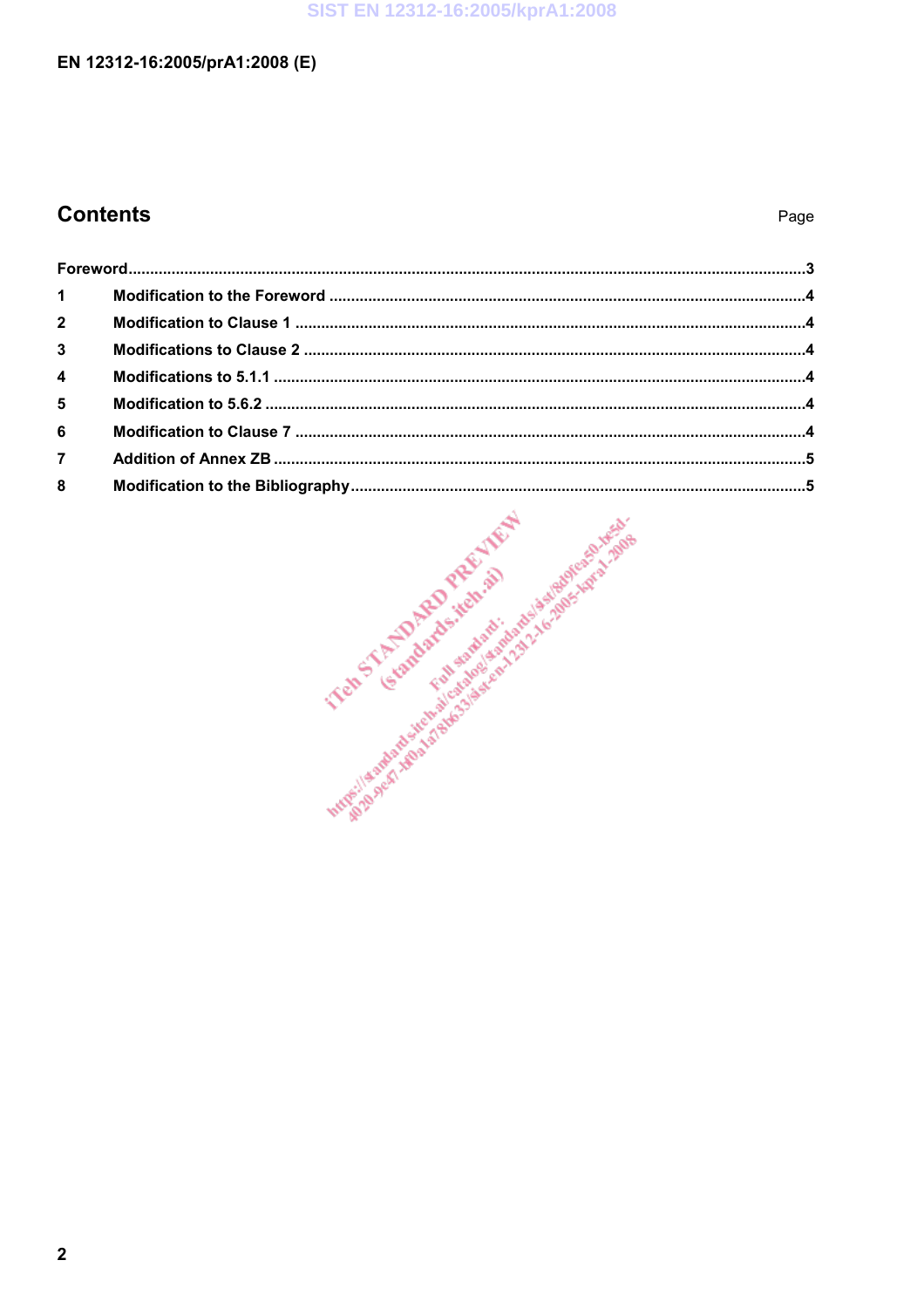## Contents

Page

Foreword ..........3

1 Modification to the Foreword ..........4

2 Modification to Clause 1 ..........4

3 Modifications to Clause 2 ..........4

4 Modifications to 5.1.1 ..........4

5 Modification to 5.6.2 ..........4

6 Modification to Clause 7 ..........4

7 Addition of Annex ZB ..........5

8 Modification to the Bibliography ..........5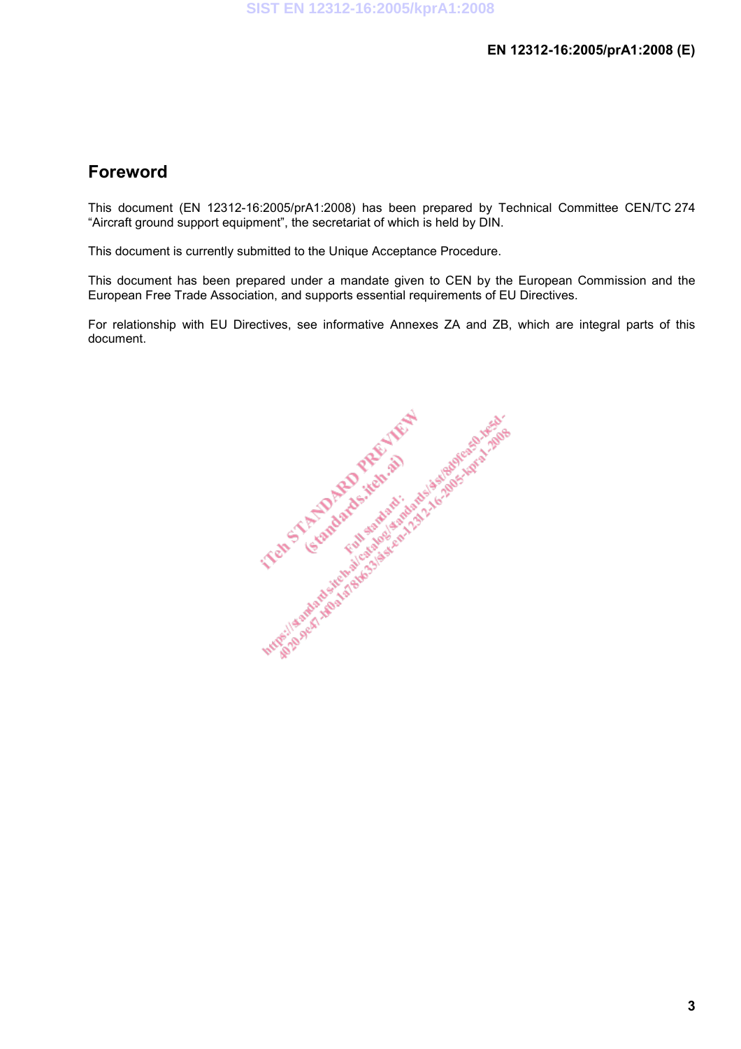## Foreword

This document (EN 12312-16:2005/prA1:2008) has been prepared by Technical Committee CEN/TC 274 “Aircraft ground support equipment”, the secretariat of which is held by DIN.

This document is currently submitted to the Unique Acceptance Procedure.

This document has been prepared under a mandate given to CEN by the European Commission and the European Free Trade Association, and supports essential requirements of EU Directives.

For relationship with EU Directives, see informative Annexes ZA and ZB, which are integral parts of this document.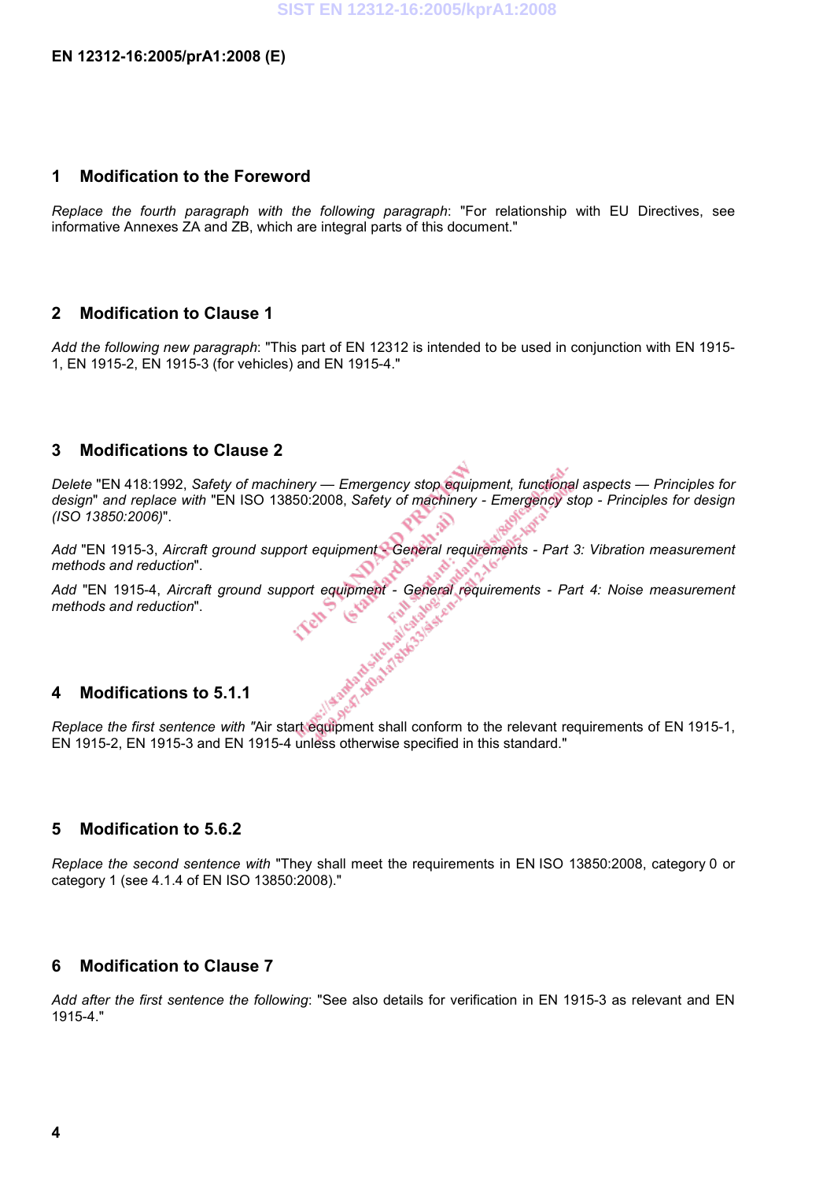## 1 Modification to the Foreword

*Replace the fourth paragraph with the following paragraph*: "For relationship with EU Directives, see informative Annexes ZA and ZB, which are integral parts of this document."

## 2 Modification to Clause 1

*Add the following new paragraph*: "This part of EN 12312 is intended to be used in conjunction with EN 1915-1, EN 1915-2, EN 1915-3 (for vehicles) and EN 1915-4."

## 3 Modifications to Clause 2

*Delete* "EN 418:1992, *Safety of machinery — Emergency stop equipment, functional aspects — Principles for design*" *and replace with* "EN ISO 13850:2008, *Safety of machinery - Emergency stop - Principles for design (ISO 13850:2006)*".

*Add* "EN 1915-3, *Aircraft ground support equipment - General requirements - Part 3: Vibration measurement methods and reduction*".

*Add* "EN 1915-4, *Aircraft ground support equipment - General requirements - Part 4: Noise measurement methods and reduction*".

## 4 Modifications to 5.1.1

*Replace the first sentence with* "Air start equipment shall conform to the relevant requirements of EN 1915-1, EN 1915-2, EN 1915-3 and EN 1915-4 unless otherwise specified in this standard."

## 5 Modification to 5.6.2

*Replace the second sentence with* "They shall meet the requirements in EN ISO 13850:2008, category 0 or category 1 (see 4.1.4 of EN ISO 13850:2008)."

## 6 Modification to Clause 7

*Add after the first sentence the following*: "See also details for verification in EN 1915-3 as relevant and EN 1915-4."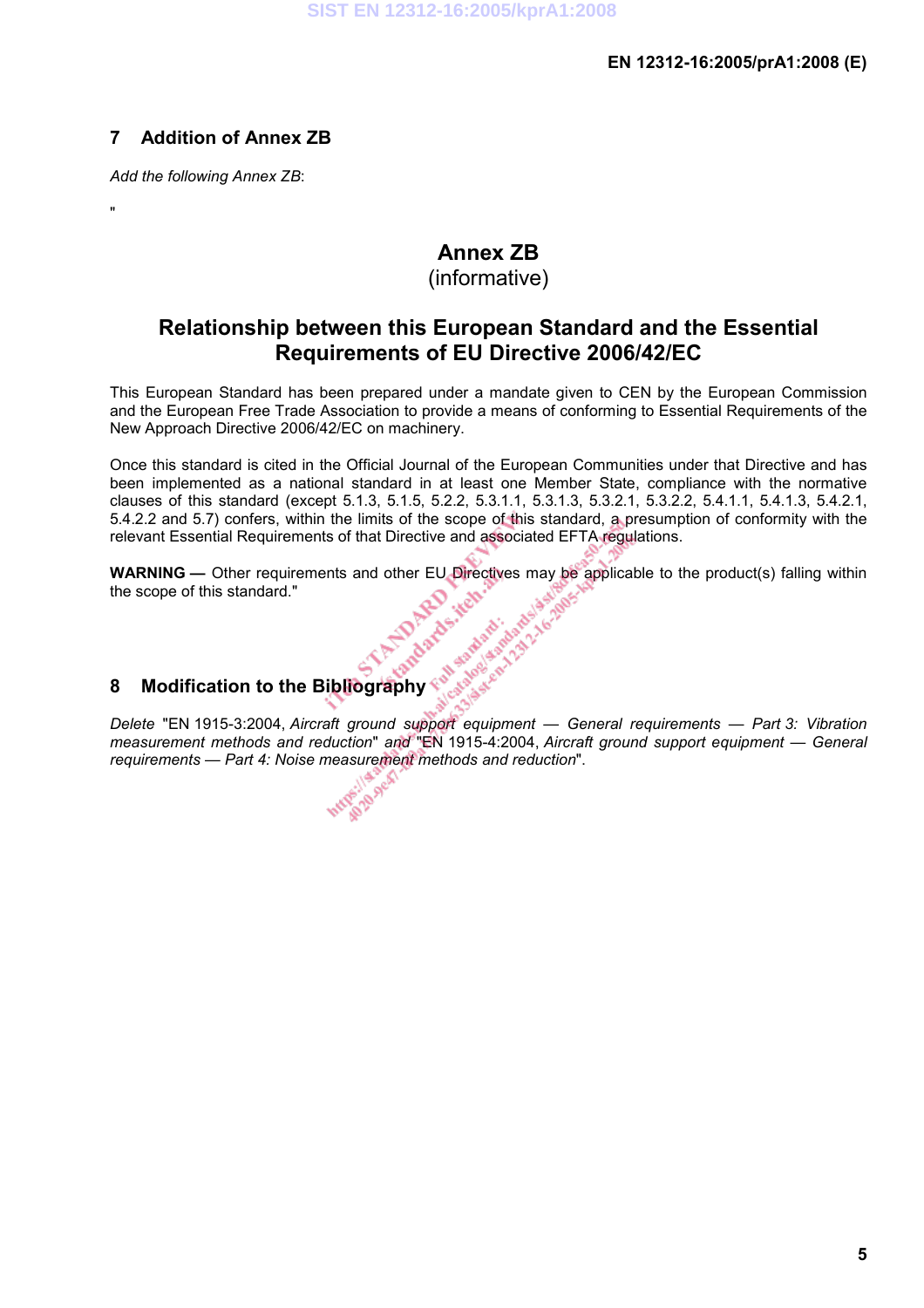## 7 Addition of Annex ZB

*Add the following Annex ZB*:

"

# Annex ZB
(informative)

# Relationship between this European Standard and the Essential Requirements of EU Directive 2006/42/EC

This European Standard has been prepared under a mandate given to CEN by the European Commission and the European Free Trade Association to provide a means of conforming to Essential Requirements of the New Approach Directive 2006/42/EC on machinery.

Once this standard is cited in the Official Journal of the European Communities under that Directive and has been implemented as a national standard in at least one Member State, compliance with the normative clauses of this standard (except 5.1.3, 5.1.5, 5.2.2, 5.3.1.1, 5.3.1.3, 5.3.2.1, 5.3.2.2, 5.4.1.1, 5.4.1.3, 5.4.2.1, 5.4.2.2 and 5.7) confers, within the limits of the scope of this standard, a presumption of conformity with the relevant Essential Requirements of that Directive and associated EFTA regulations.

**WARNING —** Other requirements and other EU Directives may be applicable to the product(s) falling within the scope of this standard."

## 8 Modification to the Bibliography

*Delete* "EN 1915-3:2004, *Aircraft ground support equipment — General requirements — Part 3: Vibration measurement methods and reduction*" *and* "EN 1915-4:2004, *Aircraft ground support equipment — General requirements — Part 4: Noise measurement methods and reduction*".